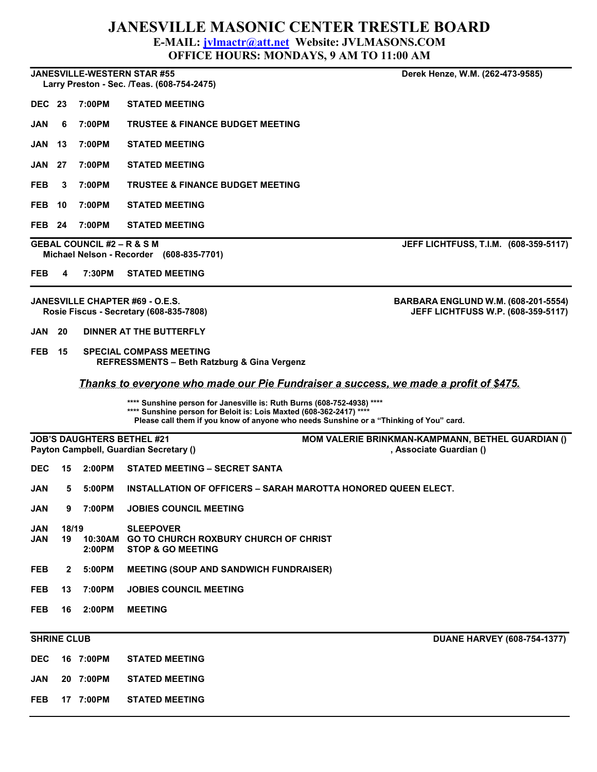# JANESVILLE MASONIC CENTER TRESTLE BOARD

**E-MAIL: jvlmactr@att.net Website: JVLMASONS.COM**

**OFFICE HOURS: MONDAYS, 9 AM TO 11:00 AM**

---

**JANESVILLE-WESTERN STAR #55** — **Derek Henze, W.M. (262-473-9585)**

**Larry Preston - Sec. /Teas. (608-754-2475)**

| | | | |
|---|---|---|---|
| DEC | 23 | 7:00PM | STATED MEETING |
| JAN | 6 | 7:00PM | TRUSTEE & FINANCE BUDGET MEETING |
| JAN | 13 | 7:00PM | STATED MEETING |
| JAN | 27 | 7:00PM | STATED MEETING |
| FEB | 3 | 7:00PM | TRUSTEE & FINANCE BUDGET MEETING |
| FEB | 10 | 7:00PM | STATED MEETING |
| FEB | 24 | 7:00PM | STATED MEETING |

---

**GEBAL COUNCIL #2 – R & S M** — **JEFF LICHTFUSS, T.I.M. (608-359-5117)**

**Michael Nelson - Recorder (608-835-7701)**

| | | | |
|---|---|---|---|
| FEB | 4 | 7:30PM | STATED MEETING |

---

**JANESVILLE CHAPTER #69 - O.E.S.** — **BARBARA ENGLUND W.M. (608-201-5554)**

**Rosie Fiscus - Secretary (608-835-7808)** — **JEFF LICHTFUSS W.P. (608-359-5117)**

| | | |
|---|---|---|
| JAN | 20 | DINNER AT THE BUTTERFLY |
| FEB | 15 | SPECIAL COMPASS MEETING<br>REFRESSMENTS – Beth Ratzburg & Gina Vergenz |

***Thanks to everyone who made our Pie Fundraiser a success, we made a profit of $475.***

**** Sunshine person for Janesville is: Ruth Burns (608-752-4938) ****

**** Sunshine person for Beloit is: Lois Maxted (608-362-2417) ****

Please call them if you know of anyone who needs Sunshine or a "Thinking of You" card.

---

**JOB'S DAUGHTERS BETHEL #21** — **MOM VALERIE BRINKMAN-KAMPMANN, BETHEL GUARDIAN ()**

**Payton Campbell, Guardian Secretary ()** — **, Associate Guardian ()**

| | | | |
|---|---|---|---|
| DEC | 15 | 2:00PM | STATED MEETING – SECRET SANTA |
| JAN | 5 | 5:00PM | INSTALLATION OF OFFICERS – SARAH MAROTTA HONORED QUEEN ELECT. |
| JAN | 9 | 7:00PM | JOBIES COUNCIL MEETING |
| JAN | 18/19 | | SLEEPOVER |
| JAN | 19 | 10:30AM | GO TO CHURCH ROXBURY CHURCH OF CHRIST |
| | | 2:00PM | STOP & GO MEETING |
| FEB | 2 | 5:00PM | MEETING (SOUP AND SANDWICH FUNDRAISER) |
| FEB | 13 | 7:00PM | JOBIES COUNCIL MEETING |
| FEB | 16 | 2:00PM | MEETING |

---

**SHRINE CLUB** — **DUANE HARVEY (608-754-1377)**

| | | | |
|---|---|---|---|
| DEC | 16 | 7:00PM | STATED MEETING |
| JAN | 20 | 7:00PM | STATED MEETING |
| FEB | 17 | 7:00PM | STATED MEETING |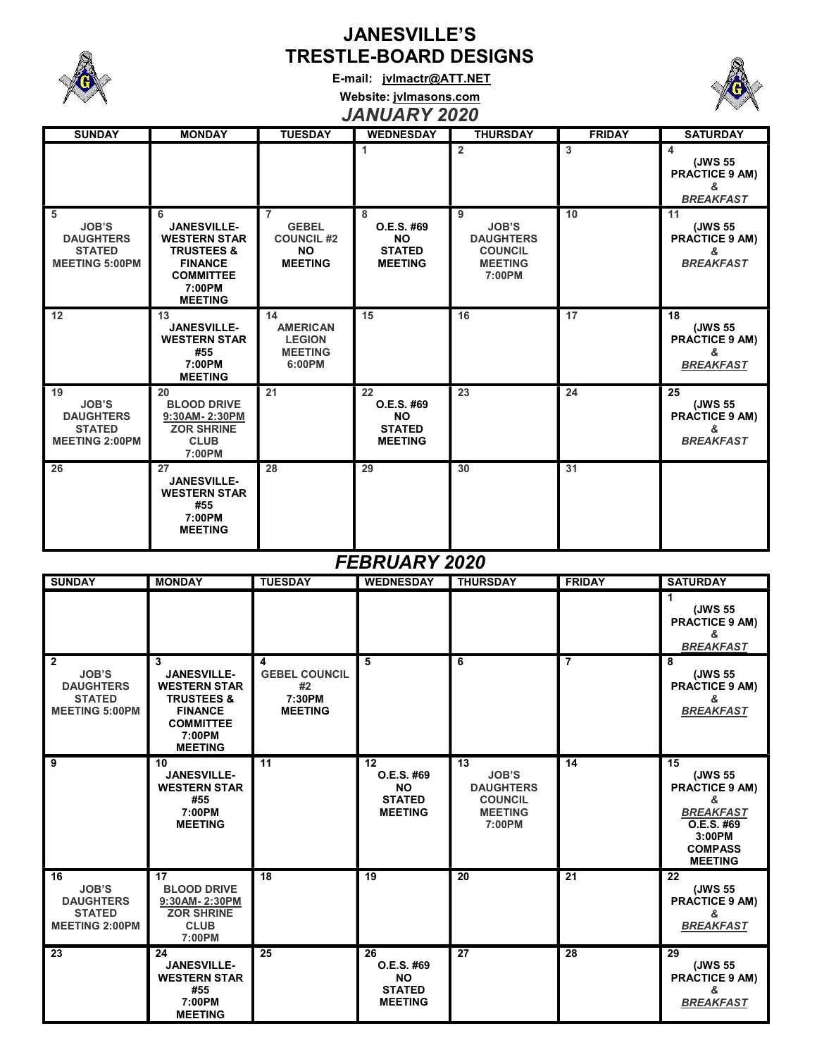# JANESVILLE'S TRESTLE-BOARD DESIGNS

**E-mail: jvlmactr@ATT.NET**

**Website: jvlmasons.com**

## *JANUARY 2020*

| SUNDAY | MONDAY | TUESDAY | WEDNESDAY | THURSDAY | FRIDAY | SATURDAY |
|---|---|---|---|---|---|---|
| | | | 1 | 2 | 3 | 4 (JWS 55 PRACTICE 9 AM) & *BREAKFAST* |
| 5 JOB'S DAUGHTERS STATED MEETING 5:00PM | 6 JANESVILLE-WESTERN STAR TRUSTEES & FINANCE COMMITTEE 7:00PM MEETING | 7 GEBEL COUNCIL #2 NO MEETING | 8 O.E.S. #69 NO STATED MEETING | 9 JOB'S DAUGHTERS COUNCIL MEETING 7:00PM | 10 | 11 (JWS 55 PRACTICE 9 AM) & *BREAKFAST* |
| 12 | 13 JANESVILLE-WESTERN STAR #55 7:00PM MEETING | 14 AMERICAN LEGION MEETING 6:00PM | 15 | 16 | 17 | 18 (JWS 55 PRACTICE 9 AM) & *BREAKFAST* |
| 19 JOB'S DAUGHTERS STATED MEETING 2:00PM | 20 BLOOD DRIVE 9:30AM- 2:30PM ZOR SHRINE CLUB 7:00PM | 21 | 22 O.E.S. #69 NO STATED MEETING | 23 | 24 | 25 (JWS 55 PRACTICE 9 AM) & *BREAKFAST* |
| 26 | 27 JANESVILLE-WESTERN STAR #55 7:00PM MEETING | 28 | 29 | 30 | 31 | |

## *FEBRUARY 2020*

| SUNDAY | MONDAY | TUESDAY | WEDNESDAY | THURSDAY | FRIDAY | SATURDAY |
|---|---|---|---|---|---|---|
| | | | | | | 1 (JWS 55 PRACTICE 9 AM) & *BREAKFAST* |
| 2 JOB'S DAUGHTERS STATED MEETING 5:00PM | 3 JANESVILLE-WESTERN STAR TRUSTEES & FINANCE COMMITTEE 7:00PM MEETING | 4 GEBEL COUNCIL #2 7:30PM MEETING | 5 | 6 | 7 | 8 (JWS 55 PRACTICE 9 AM) & *BREAKFAST* |
| 9 | 10 JANESVILLE-WESTERN STAR #55 7:00PM MEETING | 11 | 12 O.E.S. #69 NO STATED MEETING | 13 JOB'S DAUGHTERS COUNCIL MEETING 7:00PM | 14 | 15 (JWS 55 PRACTICE 9 AM) & *BREAKFAST* O.E.S. #69 3:00PM COMPASS MEETING |
| 16 JOB'S DAUGHTERS STATED MEETING 2:00PM | 17 BLOOD DRIVE 9:30AM- 2:30PM ZOR SHRINE CLUB 7:00PM | 18 | 19 | 20 | 21 | 22 (JWS 55 PRACTICE 9 AM) & *BREAKFAST* |
| 23 | 24 JANESVILLE-WESTERN STAR #55 7:00PM MEETING | 25 | 26 O.E.S. #69 NO STATED MEETING | 27 | 28 | 29 (JWS 55 PRACTICE 9 AM) & *BREAKFAST* |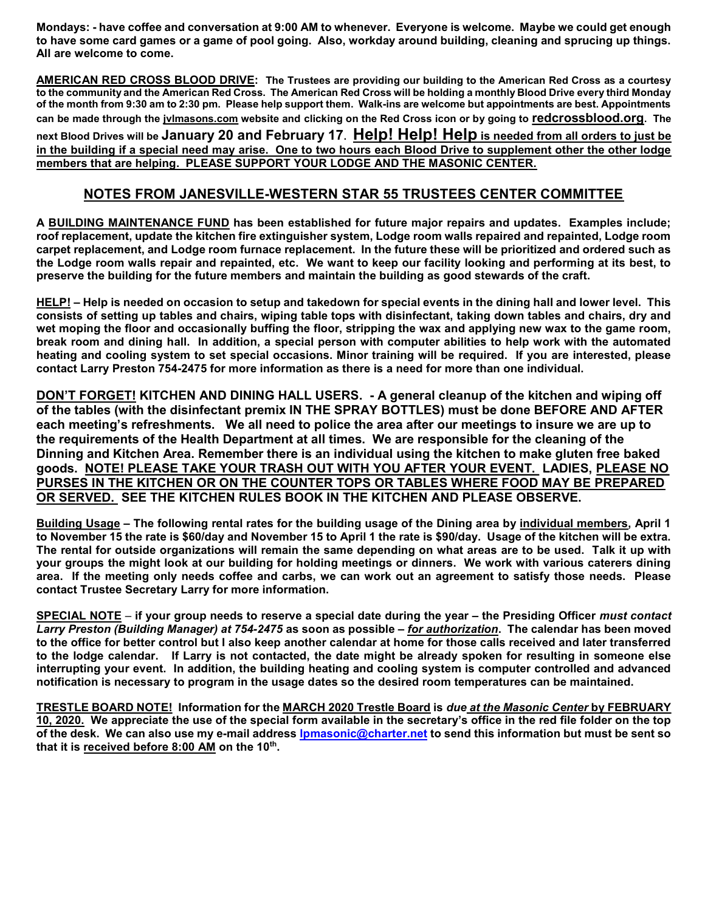**Mondays: - have coffee and conversation at 9:00 AM to whenever. Everyone is welcome. Maybe we could get enough to have some card games or a game of pool going. Also, workday around building, cleaning and sprucing up things. All are welcome to come.**

**AMERICAN RED CROSS BLOOD DRIVE: The Trustees are providing our building to the American Red Cross as a courtesy to the community and the American Red Cross. The American Red Cross will be holding a monthly Blood Drive every third Monday of the month from 9:30 am to 2:30 pm. Please help support them. Walk-ins are welcome but appointments are best. Appointments can be made through the jvlmasons.com website and clicking on the Red Cross icon or by going to redcrossblood.org. The next Blood Drives will be January 20 and February 17. Help! Help! Help is needed from all orders to just be in the building if a special need may arise. One to two hours each Blood Drive to supplement other the other lodge members that are helping. PLEASE SUPPORT YOUR LODGE AND THE MASONIC CENTER.**

## NOTES FROM JANESVILLE-WESTERN STAR 55 TRUSTEES CENTER COMMITTEE

**A BUILDING MAINTENANCE FUND has been established for future major repairs and updates. Examples include; roof replacement, update the kitchen fire extinguisher system, Lodge room walls repaired and repainted, Lodge room carpet replacement, and Lodge room furnace replacement. In the future these will be prioritized and ordered such as the Lodge room walls repair and repainted, etc. We want to keep our facility looking and performing at its best, to preserve the building for the future members and maintain the building as good stewards of the craft.**

**HELP! – Help is needed on occasion to setup and takedown for special events in the dining hall and lower level. This consists of setting up tables and chairs, wiping table tops with disinfectant, taking down tables and chairs, dry and wet moping the floor and occasionally buffing the floor, stripping the wax and applying new wax to the game room, break room and dining hall. In addition, a special person with computer abilities to help work with the automated heating and cooling system to set special occasions. Minor training will be required. If you are interested, please contact Larry Preston 754-2475 for more information as there is a need for more than one individual.**

**DON'T FORGET! KITCHEN AND DINING HALL USERS. - A general cleanup of the kitchen and wiping off of the tables (with the disinfectant premix IN THE SPRAY BOTTLES) must be done BEFORE AND AFTER each meeting's refreshments. We all need to police the area after our meetings to insure we are up to the requirements of the Health Department at all times. We are responsible for the cleaning of the Dinning and Kitchen Area. Remember there is an individual using the kitchen to make gluten free baked goods. NOTE! PLEASE TAKE YOUR TRASH OUT WITH YOU AFTER YOUR EVENT. LADIES, PLEASE NO PURSES IN THE KITCHEN OR ON THE COUNTER TOPS OR TABLES WHERE FOOD MAY BE PREPARED OR SERVED. SEE THE KITCHEN RULES BOOK IN THE KITCHEN AND PLEASE OBSERVE.**

**Building Usage – The following rental rates for the building usage of the Dining area by individual members, April 1 to November 15 the rate is $60/day and November 15 to April 1 the rate is $90/day. Usage of the kitchen will be extra. The rental for outside organizations will remain the same depending on what areas are to be used. Talk it up with your groups the might look at our building for holding meetings or dinners. We work with various caterers dining area. If the meeting only needs coffee and carbs, we can work out an agreement to satisfy those needs. Please contact Trustee Secretary Larry for more information.**

**SPECIAL NOTE – if your group needs to reserve a special date during the year – the Presiding Officer *must contact Larry Preston (Building Manager) at 754-2475* as soon as possible – *for authorization*. The calendar has been moved to the office for better control but I also keep another calendar at home for those calls received and later transferred to the lodge calendar. If Larry is not contacted, the date might be already spoken for resulting in someone else interrupting your event. In addition, the building heating and cooling system is computer controlled and advanced notification is necessary to program in the usage dates so the desired room temperatures can be maintained.**

**TRESTLE BOARD NOTE! Information for the MARCH 2020 Trestle Board is *due at the Masonic Center* by FEBRUARY 10, 2020. We appreciate the use of the special form available in the secretary's office in the red file folder on the top of the desk. We can also use my e-mail address lpmasonic@charter.net to send this information but must be sent so that it is received before 8:00 AM on the 10th.**